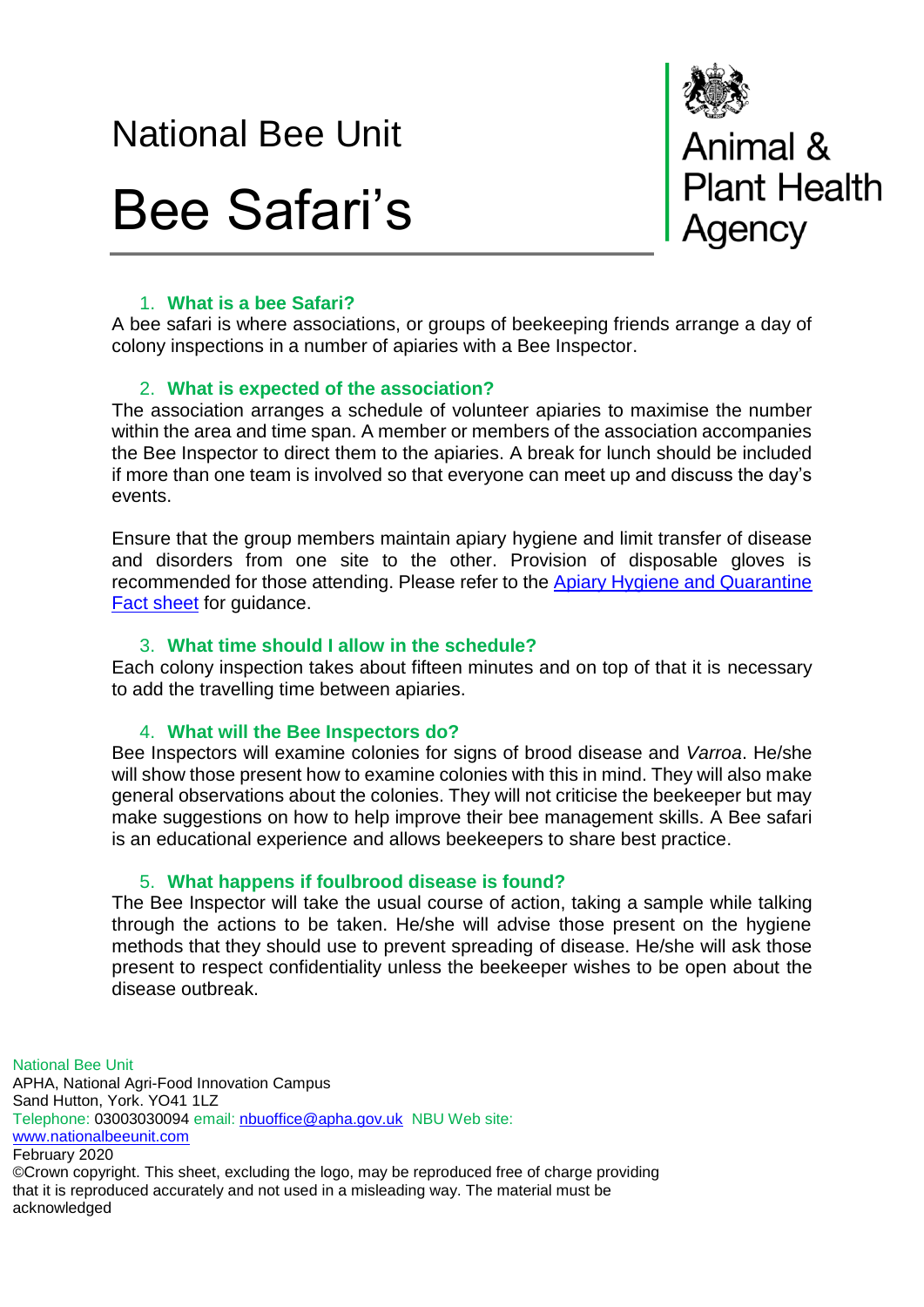# National Bee Unit

# Bee Safari's

Animal & Plant Health Agency

1. **What is a bee Safari?**

A bee safari is where associations, or groups of beekeeping friends arrange a day of colony inspections in a number of apiaries with a Bee Inspector.

2. **What is expected of the association?**

The association arranges a schedule of volunteer apiaries to maximise the number within the area and time span. A member or members of the association accompanies the Bee Inspector to direct them to the apiaries. A break for lunch should be included if more than one team is involved so that everyone can meet up and discuss the day's events.

Ensure that the group members maintain apiary hygiene and limit transfer of disease and disorders from one site to the other. Provision of disposable gloves is recommended for those attending. Please refer to the Apiary Hygiene and Quarantine Fact sheet for guidance.

3. **What time should I allow in the schedule?**

Each colony inspection takes about fifteen minutes and on top of that it is necessary to add the travelling time between apiaries.

4. **What will the Bee Inspectors do?**

Bee Inspectors will examine colonies for signs of brood disease and *Varroa*. He/she will show those present how to examine colonies with this in mind. They will also make general observations about the colonies. They will not criticise the beekeeper but may make suggestions on how to help improve their bee management skills. A Bee safari is an educational experience and allows beekeepers to share best practice.

5. **What happens if foulbrood disease is found?**

The Bee Inspector will take the usual course of action, taking a sample while talking through the actions to be taken. He/she will advise those present on the hygiene methods that they should use to prevent spreading of disease. He/she will ask those present to respect confidentiality unless the beekeeper wishes to be open about the disease outbreak.

National Bee Unit
APHA, National Agri-Food Innovation Campus
Sand Hutton, York. YO41 1LZ
Telephone: 03003030094 email: nbuoffice@apha.gov.uk NBU Web site: www.nationalbeeunit.com
February 2020
©Crown copyright. This sheet, excluding the logo, may be reproduced free of charge providing that it is reproduced accurately and not used in a misleading way. The material must be acknowledged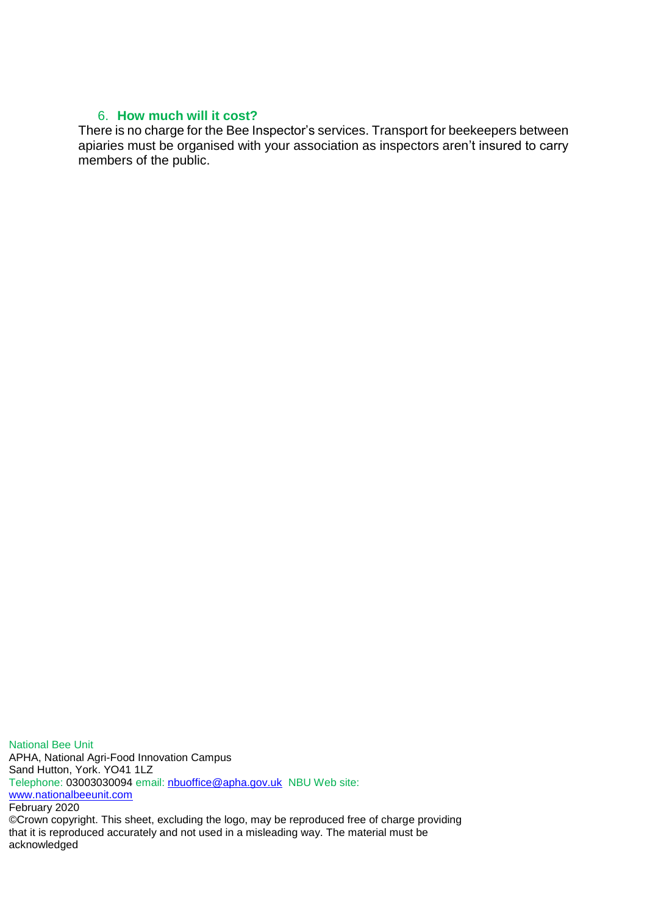### 6. How much will it cost?

There is no charge for the Bee Inspector's services. Transport for beekeepers between apiaries must be organised with your association as inspectors aren't insured to carry members of the public.

National Bee Unit
APHA, National Agri-Food Innovation Campus
Sand Hutton, York. YO41 1LZ
Telephone: 03003030094 email: nbuoffice@apha.gov.uk NBU Web site: www.nationalbeeunit.com
February 2020
©Crown copyright. This sheet, excluding the logo, may be reproduced free of charge providing that it is reproduced accurately and not used in a misleading way. The material must be acknowledged